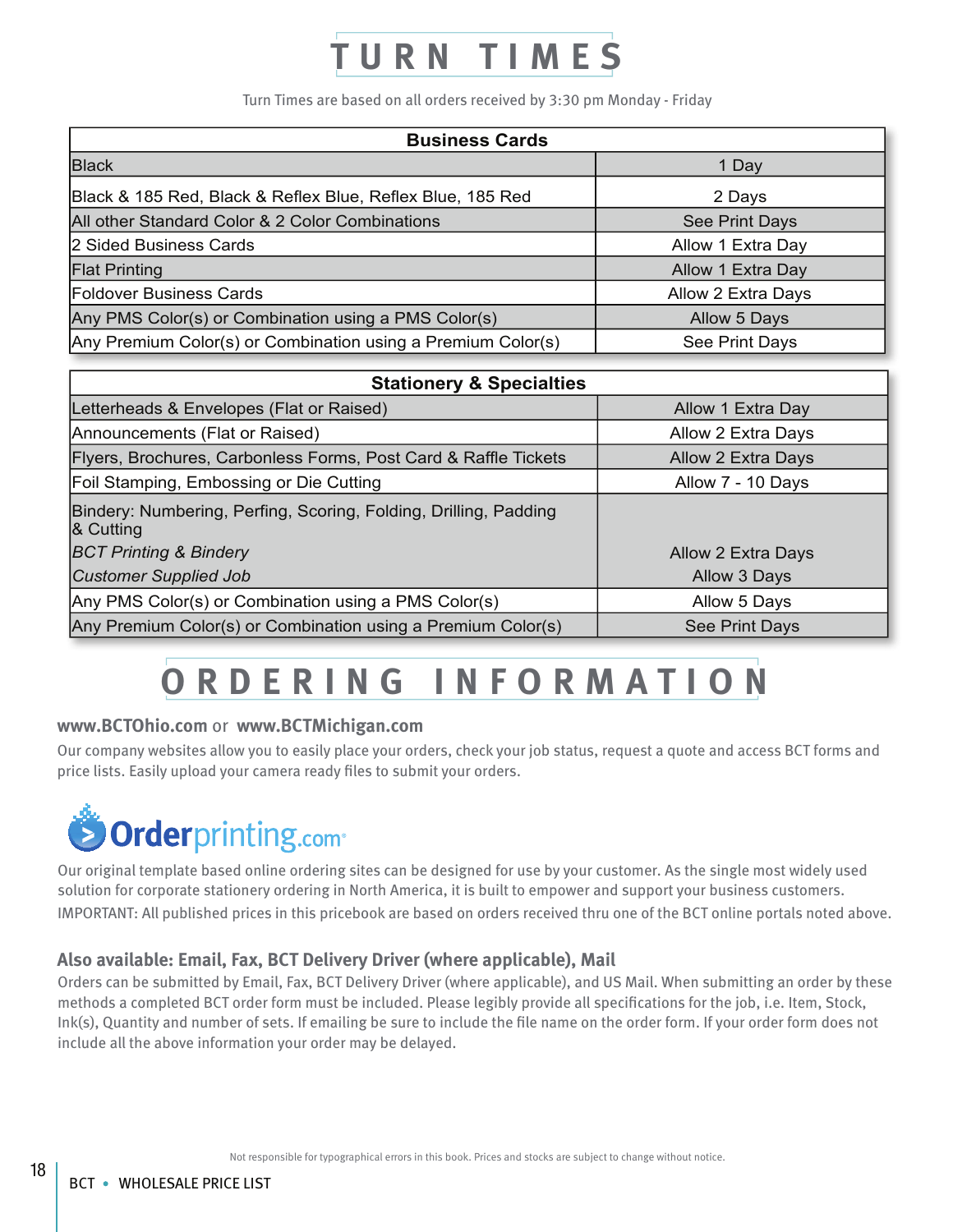# TURN TIMES

Turn Times are based on all orders received by 3:30 pm Monday - Friday

| Business Cards | |
|---|---|
| Black | 1 Day |
| Black & 185 Red, Black & Reflex Blue, Reflex Blue, 185 Red | 2 Days |
| All other Standard Color & 2 Color Combinations | See Print Days |
| 2 Sided Business Cards | Allow 1 Extra Day |
| Flat Printing | Allow 1 Extra Day |
| Foldover Business Cards | Allow 2 Extra Days |
| Any PMS Color(s) or Combination using a PMS Color(s) | Allow 5 Days |
| Any Premium Color(s) or Combination using a Premium Color(s) | See Print Days |

| Stationery & Specialties | |
|---|---|
| Letterheads & Envelopes (Flat or Raised) | Allow 1 Extra Day |
| Announcements (Flat or Raised) | Allow 2 Extra Days |
| Flyers, Brochures, Carbonless Forms, Post Card & Raffle Tickets | Allow 2 Extra Days |
| Foil Stamping, Embossing or Die Cutting | Allow 7 - 10 Days |
| Bindery: Numbering, Perfing, Scoring, Folding, Drilling, Padding & Cutting | |
| *BCT Printing & Bindery* | Allow 2 Extra Days |
| *Customer Supplied Job* | Allow 3 Days |
| Any PMS Color(s) or Combination using a PMS Color(s) | Allow 5 Days |
| Any Premium Color(s) or Combination using a Premium Color(s) | See Print Days |

# ORDERING INFORMATION

### www.BCTOhio.com or www.BCTMichigan.com

Our company websites allow you to easily place your orders, check your job status, request a quote and access BCT forms and price lists. Easily upload your camera ready files to submit your orders.

### Orderprinting.com

Our original template based online ordering sites can be designed for use by your customer. As the single most widely used solution for corporate stationery ordering in North America, it is built to empower and support your business customers.

IMPORTANT: All published prices in this pricebook are based on orders received thru one of the BCT online portals noted above.

### Also available: Email, Fax, BCT Delivery Driver (where applicable), Mail

Orders can be submitted by Email, Fax, BCT Delivery Driver (where applicable), and US Mail. When submitting an order by these methods a completed BCT order form must be included. Please legibly provide all specifications for the job, i.e. Item, Stock, Ink(s), Quantity and number of sets. If emailing be sure to include the file name on the order form. If your order form does not include all the above information your order may be delayed.

Not responsible for typographical errors in this book. Prices and stocks are subject to change without notice.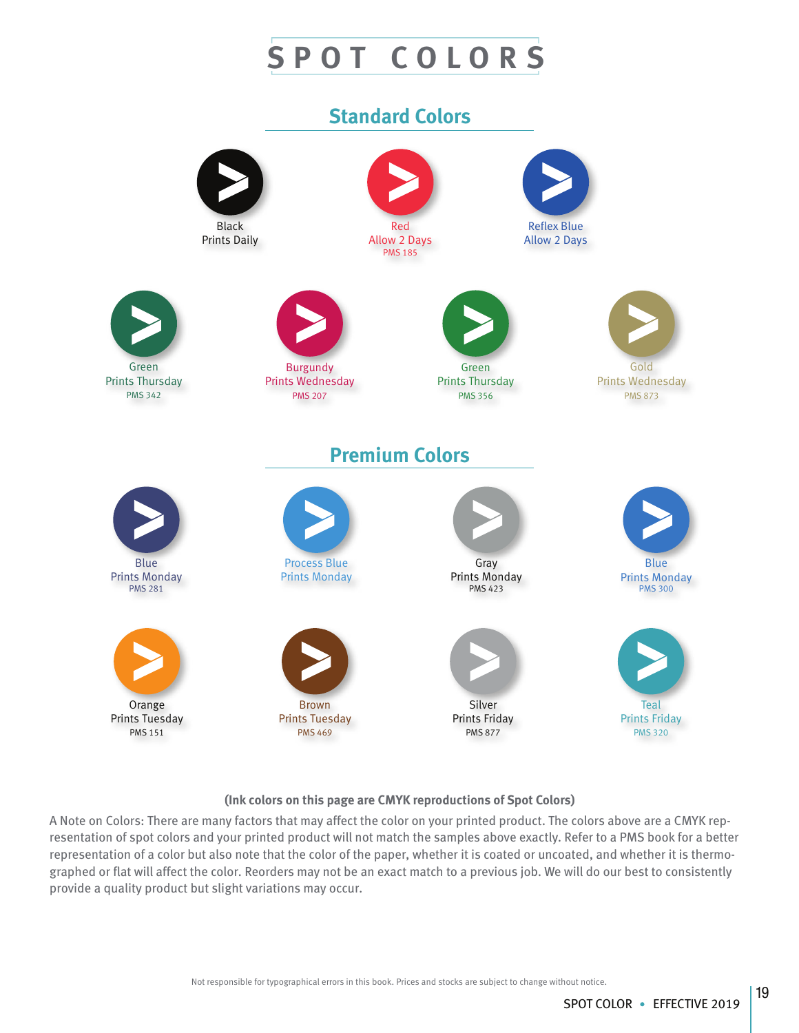# SPOT COLORS

## Standard Colors

Black
Prints Daily

Red
Allow 2 Days
PMS 185

Reflex Blue
Allow 2 Days

Green
Prints Thursday
PMS 342

Burgundy
Prints Wednesday
PMS 207

Green
Prints Thursday
PMS 356

Gold
Prints Wednesday
PMS 873

## Premium Colors

Blue
Prints Monday
PMS 281

Process Blue
Prints Monday

Gray
Prints Monday
PMS 423

Blue
Prints Monday
PMS 300

Orange
Prints Tuesday
PMS 151

Brown
Prints Tuesday
PMS 469

Silver
Prints Friday
PMS 877

Teal
Prints Friday
PMS 320

**(Ink colors on this page are CMYK reproductions of Spot Colors)**

A Note on Colors: There are many factors that may affect the color on your printed product. The colors above are a CMYK representation of spot colors and your printed product will not match the samples above exactly. Refer to a PMS book for a better representation of a color but also note that the color of the paper, whether it is coated or uncoated, and whether it is thermographed or flat will affect the color. Reorders may not be an exact match to a previous job. We will do our best to consistently provide a quality product but slight variations may occur.

Not responsible for typographical errors in this book. Prices and stocks are subject to change without notice.